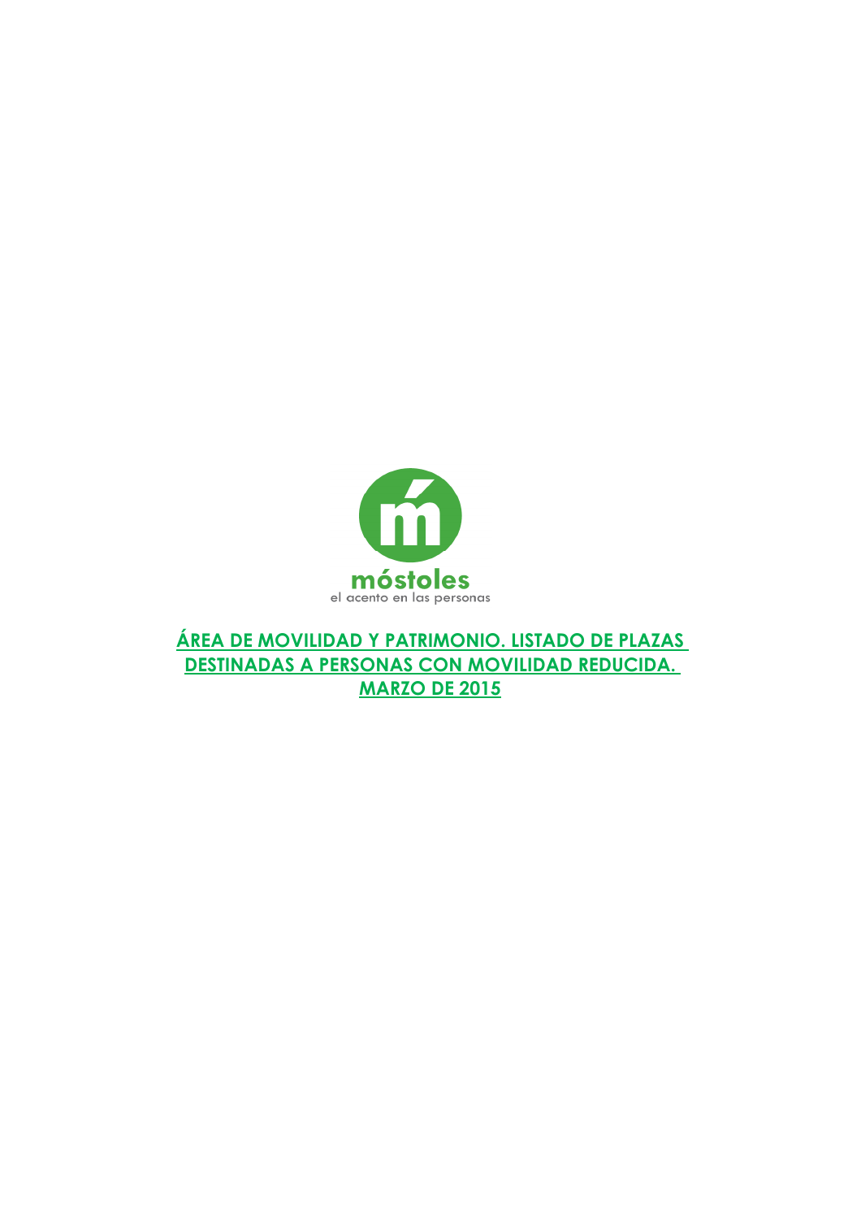móstoles

el acento en las personas

# ÁREA DE MOVILIDAD Y PATRIMONIO. LISTADO DE PLAZAS DESTINADAS A PERSONAS CON MOVILIDAD REDUCIDA. MARZO DE 2015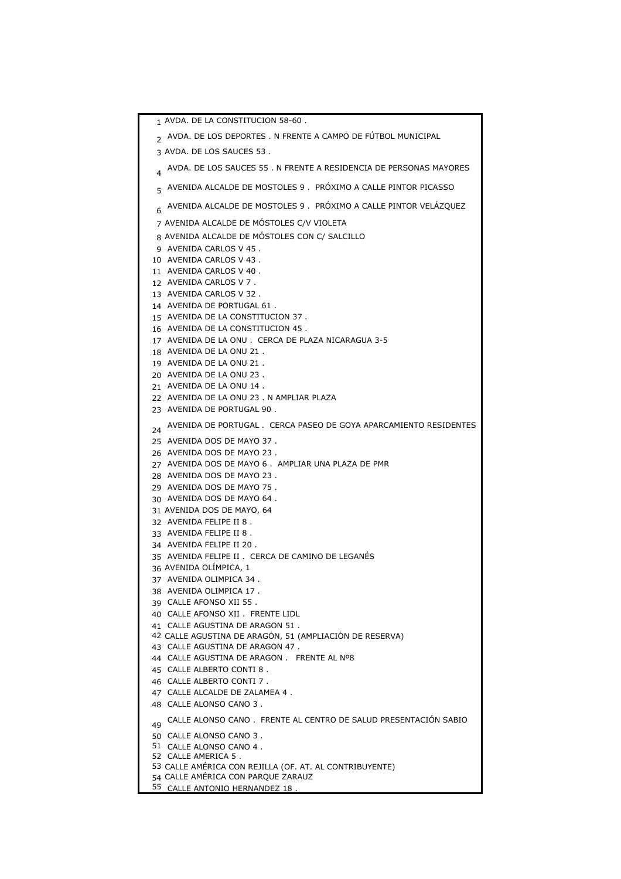| | |
|---|---|
| 1 | AVDA. DE LA CONSTITUCION 58-60 . |
| 2 | AVDA. DE LOS DEPORTES . N FRENTE A CAMPO DE FÚTBOL MUNICIPAL |
| 3 | AVDA. DE LOS SAUCES 53 . |
| 4 | AVDA. DE LOS SAUCES 55 . N FRENTE A RESIDENCIA DE PERSONAS MAYORES |
| 5 | AVENIDA ALCALDE DE MOSTOLES 9 . PRÓXIMO A CALLE PINTOR PICASSO |
| 6 | AVENIDA ALCALDE DE MOSTOLES 9 . PRÓXIMO A CALLE PINTOR VELÁZQUEZ |
| 7 | AVENIDA ALCALDE DE MÓSTOLES C/V VIOLETA |
| 8 | AVENIDA ALCALDE DE MÓSTOLES CON C/ SALCILLO |
| 9 | AVENIDA CARLOS V 45 . |
| 10 | AVENIDA CARLOS V 43 . |
| 11 | AVENIDA CARLOS V 40 . |
| 12 | AVENIDA CARLOS V 7 . |
| 13 | AVENIDA CARLOS V 32 . |
| 14 | AVENIDA DE PORTUGAL 61 . |
| 15 | AVENIDA DE LA CONSTITUCION 37 . |
| 16 | AVENIDA DE LA CONSTITUCION 45 . |
| 17 | AVENIDA DE LA ONU . CERCA DE PLAZA NICARAGUA 3-5 |
| 18 | AVENIDA DE LA ONU 21 . |
| 19 | AVENIDA DE LA ONU 21 . |
| 20 | AVENIDA DE LA ONU 23 . |
| 21 | AVENIDA DE LA ONU 14 . |
| 22 | AVENIDA DE LA ONU 23 . N AMPLIAR PLAZA |
| 23 | AVENIDA DE PORTUGAL 90 . |
| 24 | AVENIDA DE PORTUGAL . CERCA PASEO DE GOYA APARCAMIENTO RESIDENTES |
| 25 | AVENIDA DOS DE MAYO 37 . |
| 26 | AVENIDA DOS DE MAYO 23 . |
| 27 | AVENIDA DOS DE MAYO 6 . AMPLIAR UNA PLAZA DE PMR |
| 28 | AVENIDA DOS DE MAYO 23 . |
| 29 | AVENIDA DOS DE MAYO 75 . |
| 30 | AVENIDA DOS DE MAYO 64 . |
| 31 | AVENIDA DOS DE MAYO, 64 |
| 32 | AVENIDA FELIPE II 8 . |
| 33 | AVENIDA FELIPE II 8 . |
| 34 | AVENIDA FELIPE II 20 . |
| 35 | AVENIDA FELIPE II . CERCA DE CAMINO DE LEGANÉS |
| 36 | AVENIDA OLÍMPICA, 1 |
| 37 | AVENIDA OLIMPICA 34 . |
| 38 | AVENIDA OLIMPICA 17 . |
| 39 | CALLE AFONSO XII 55 . |
| 40 | CALLE AFONSO XII . FRENTE LIDL |
| 41 | CALLE AGUSTINA DE ARAGON 51 . |
| 42 | CALLE AGUSTINA DE ARAGÓN, 51 (AMPLIACIÓN DE RESERVA) |
| 43 | CALLE AGUSTINA DE ARAGON 47 . |
| 44 | CALLE AGUSTINA DE ARAGON . FRENTE AL Nº8 |
| 45 | CALLE ALBERTO CONTI 8 . |
| 46 | CALLE ALBERTO CONTI 7 . |
| 47 | CALLE ALCALDE DE ZALAMEA 4 . |
| 48 | CALLE ALONSO CANO 3 . |
| 49 | CALLE ALONSO CANO . FRENTE AL CENTRO DE SALUD PRESENTACIÓN SABIO |
| 50 | CALLE ALONSO CANO 3 . |
| 51 | CALLE ALONSO CANO 4 . |
| 52 | CALLE AMERICA 5 . |
| 53 | CALLE AMÉRICA CON REJILLA (OF. AT. AL CONTRIBUYENTE) |
| 54 | CALLE AMÉRICA CON PARQUE ZARAUZ |
| 55 | CALLE ANTONIO HERNANDEZ 18 . |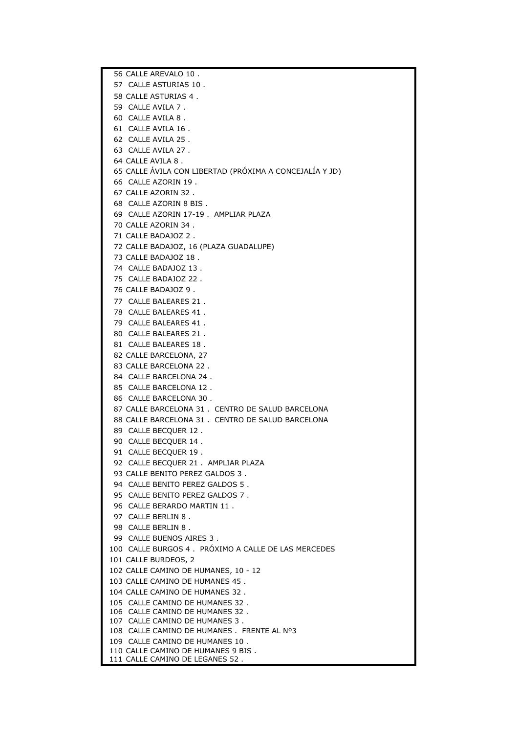56 CALLE AREVALO 10 .
57 CALLE ASTURIAS 10 .
58 CALLE ASTURIAS 4 .
59 CALLE AVILA 7 .
60 CALLE AVILA 8 .
61 CALLE AVILA 16 .
62 CALLE AVILA 25 .
63 CALLE AVILA 27 .
64 CALLE AVILA 8 .
65 CALLE ÁVILA CON LIBERTAD (PRÓXIMA A CONCEJALÍA Y JD)
66 CALLE AZORIN 19 .
67 CALLE AZORIN 32 .
68 CALLE AZORIN 8 BIS .
69 CALLE AZORIN 17-19 . AMPLIAR PLAZA
70 CALLE AZORIN 34 .
71 CALLE BADAJOZ 2 .
72 CALLE BADAJOZ, 16 (PLAZA GUADALUPE)
73 CALLE BADAJOZ 18 .
74 CALLE BADAJOZ 13 .
75 CALLE BADAJOZ 22 .
76 CALLE BADAJOZ 9 .
77 CALLE BALEARES 21 .
78 CALLE BALEARES 41 .
79 CALLE BALEARES 41 .
80 CALLE BALEARES 21 .
81 CALLE BALEARES 18 .
82 CALLE BARCELONA, 27
83 CALLE BARCELONA 22 .
84 CALLE BARCELONA 24 .
85 CALLE BARCELONA 12 .
86 CALLE BARCELONA 30 .
87 CALLE BARCELONA 31 . CENTRO DE SALUD BARCELONA
88 CALLE BARCELONA 31 . CENTRO DE SALUD BARCELONA
89 CALLE BECQUER 12 .
90 CALLE BECQUER 14 .
91 CALLE BECQUER 19 .
92 CALLE BECQUER 21 . AMPLIAR PLAZA
93 CALLE BENITO PEREZ GALDOS 3 .
94 CALLE BENITO PEREZ GALDOS 5 .
95 CALLE BENITO PEREZ GALDOS 7 .
96 CALLE BERARDO MARTIN 11 .
97 CALLE BERLIN 8 .
98 CALLE BERLIN 8 .
99 CALLE BUENOS AIRES 3 .
100 CALLE BURGOS 4 . PRÓXIMO A CALLE DE LAS MERCEDES
101 CALLE BURDEOS, 2
102 CALLE CAMINO DE HUMANES, 10 - 12
103 CALLE CAMINO DE HUMANES 45 .
104 CALLE CAMINO DE HUMANES 32 .
105 CALLE CAMINO DE HUMANES 32 .
106 CALLE CAMINO DE HUMANES 32 .
107 CALLE CAMINO DE HUMANES 3 .
108 CALLE CAMINO DE HUMANES . FRENTE AL Nº3
109 CALLE CAMINO DE HUMANES 10 .
110 CALLE CAMINO DE HUMANES 9 BIS .
111 CALLE CAMINO DE LEGANES 52 .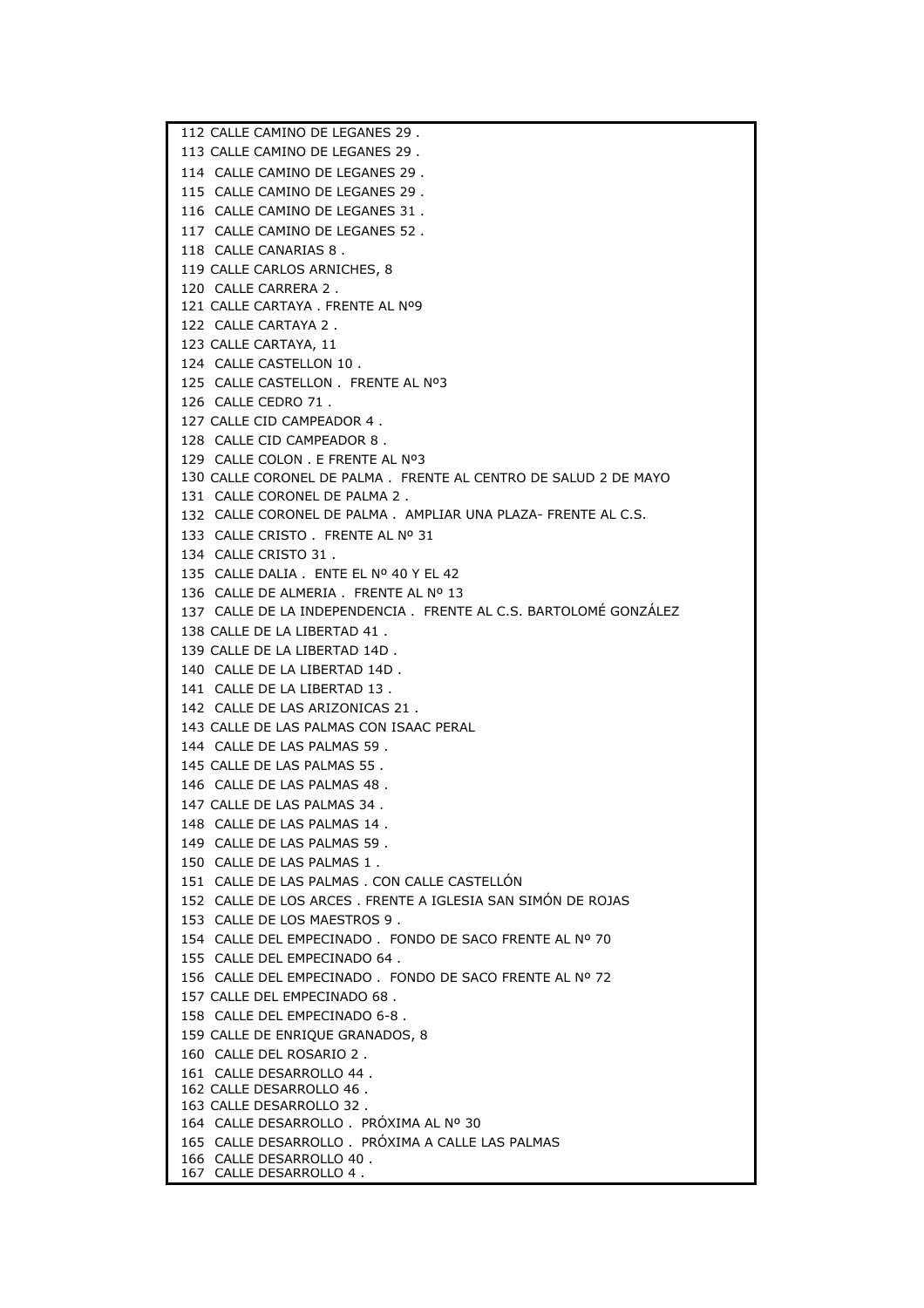112 CALLE CAMINO DE LEGANES 29 .
113 CALLE CAMINO DE LEGANES 29 .
114 CALLE CAMINO DE LEGANES 29 .
115 CALLE CAMINO DE LEGANES 29 .
116 CALLE CAMINO DE LEGANES 31 .
117 CALLE CAMINO DE LEGANES 52 .
118 CALLE CANARIAS 8 .
119 CALLE CARLOS ARNICHES, 8
120 CALLE CARRERA 2 .
121 CALLE CARTAYA . FRENTE AL Nº9
122 CALLE CARTAYA 2 .
123 CALLE CARTAYA, 11
124 CALLE CASTELLON 10 .
125 CALLE CASTELLON . FRENTE AL Nº3
126 CALLE CEDRO 71 .
127 CALLE CID CAMPEADOR 4 .
128 CALLE CID CAMPEADOR 8 .
129 CALLE COLON . E FRENTE AL Nº3
130 CALLE CORONEL DE PALMA . FRENTE AL CENTRO DE SALUD 2 DE MAYO
131 CALLE CORONEL DE PALMA 2 .
132 CALLE CORONEL DE PALMA . AMPLIAR UNA PLAZA- FRENTE AL C.S.
133 CALLE CRISTO . FRENTE AL Nº 31
134 CALLE CRISTO 31 .
135 CALLE DALIA . ENTE EL Nº 40 Y EL 42
136 CALLE DE ALMERIA . FRENTE AL Nº 13
137 CALLE DE LA INDEPENDENCIA . FRENTE AL C.S. BARTOLOMÉ GONZÁLEZ
138 CALLE DE LA LIBERTAD 41 .
139 CALLE DE LA LIBERTAD 14D .
140 CALLE DE LA LIBERTAD 14D .
141 CALLE DE LA LIBERTAD 13 .
142 CALLE DE LAS ARIZONICAS 21 .
143 CALLE DE LAS PALMAS CON ISAAC PERAL
144 CALLE DE LAS PALMAS 59 .
145 CALLE DE LAS PALMAS 55 .
146 CALLE DE LAS PALMAS 48 .
147 CALLE DE LAS PALMAS 34 .
148 CALLE DE LAS PALMAS 14 .
149 CALLE DE LAS PALMAS 59 .
150 CALLE DE LAS PALMAS 1 .
151 CALLE DE LAS PALMAS . CON CALLE CASTELLÓN
152 CALLE DE LOS ARCES . FRENTE A IGLESIA SAN SIMÓN DE ROJAS
153 CALLE DE LOS MAESTROS 9 .
154 CALLE DEL EMPECINADO . FONDO DE SACO FRENTE AL Nº 70
155 CALLE DEL EMPECINADO 64 .
156 CALLE DEL EMPECINADO . FONDO DE SACO FRENTE AL Nº 72
157 CALLE DEL EMPECINADO 68 .
158 CALLE DEL EMPECINADO 6-8 .
159 CALLE DE ENRIQUE GRANADOS, 8
160 CALLE DEL ROSARIO 2 .
161 CALLE DESARROLLO 44 .
162 CALLE DESARROLLO 46 .
163 CALLE DESARROLLO 32 .
164 CALLE DESARROLLO . PRÓXIMA AL Nº 30
165 CALLE DESARROLLO . PRÓXIMA A CALLE LAS PALMAS
166 CALLE DESARROLLO 40 .
167 CALLE DESARROLLO 4 .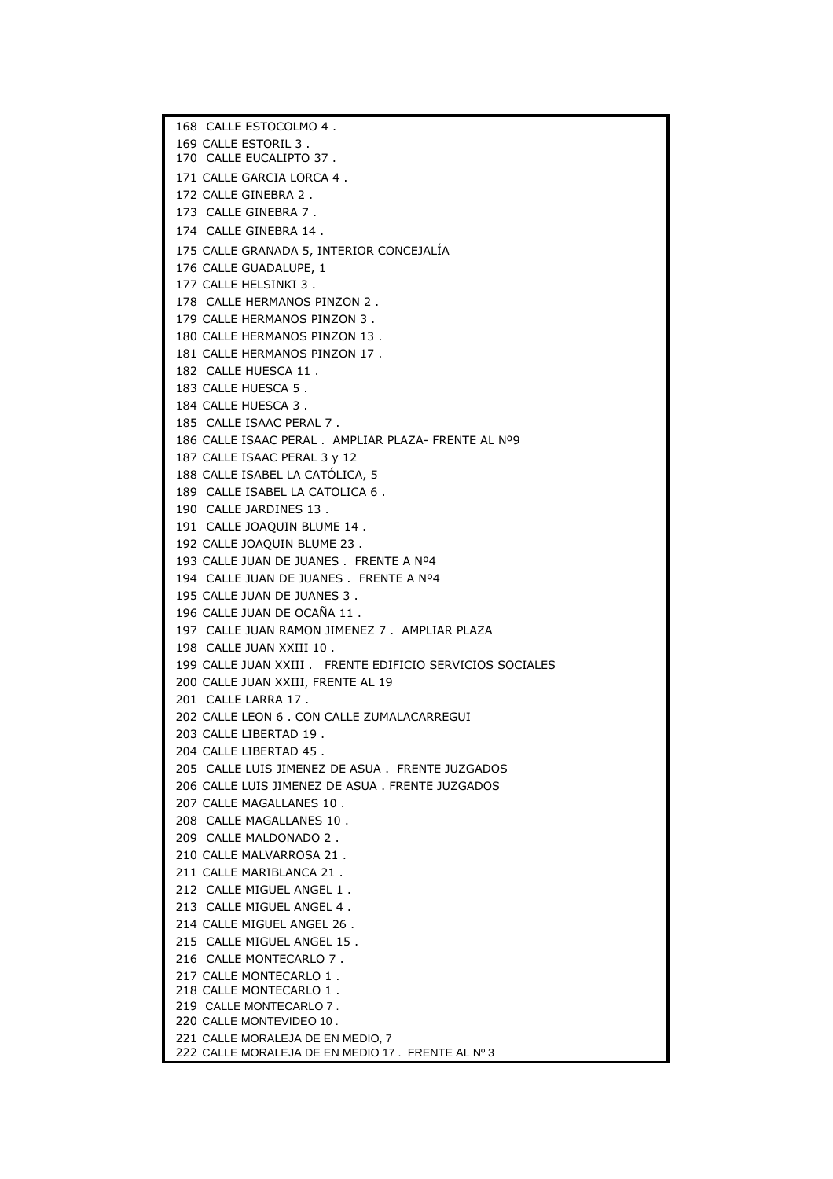168 CALLE ESTOCOLMO 4 .
169 CALLE ESTORIL 3 .
170 CALLE EUCALIPTO 37 .
171 CALLE GARCIA LORCA 4 .
172 CALLE GINEBRA 2 .
173 CALLE GINEBRA 7 .
174 CALLE GINEBRA 14 .
175 CALLE GRANADA 5, INTERIOR CONCEJALÍA
176 CALLE GUADALUPE, 1
177 CALLE HELSINKI 3 .
178 CALLE HERMANOS PINZON 2 .
179 CALLE HERMANOS PINZON 3 .
180 CALLE HERMANOS PINZON 13 .
181 CALLE HERMANOS PINZON 17 .
182 CALLE HUESCA 11 .
183 CALLE HUESCA 5 .
184 CALLE HUESCA 3 .
185 CALLE ISAAC PERAL 7 .
186 CALLE ISAAC PERAL . AMPLIAR PLAZA- FRENTE AL Nº9
187 CALLE ISAAC PERAL 3 y 12
188 CALLE ISABEL LA CATÓLICA, 5
189 CALLE ISABEL LA CATOLICA 6 .
190 CALLE JARDINES 13 .
191 CALLE JOAQUIN BLUME 14 .
192 CALLE JOAQUIN BLUME 23 .
193 CALLE JUAN DE JUANES . FRENTE A Nº4
194 CALLE JUAN DE JUANES . FRENTE A Nº4
195 CALLE JUAN DE JUANES 3 .
196 CALLE JUAN DE OCAÑA 11 .
197 CALLE JUAN RAMON JIMENEZ 7 . AMPLIAR PLAZA
198 CALLE JUAN XXIII 10 .
199 CALLE JUAN XXIII . FRENTE EDIFICIO SERVICIOS SOCIALES
200 CALLE JUAN XXIII, FRENTE AL 19
201 CALLE LARRA 17 .
202 CALLE LEON 6 . CON CALLE ZUMALACARREGUI
203 CALLE LIBERTAD 19 .
204 CALLE LIBERTAD 45 .
205 CALLE LUIS JIMENEZ DE ASUA . FRENTE JUZGADOS
206 CALLE LUIS JIMENEZ DE ASUA . FRENTE JUZGADOS
207 CALLE MAGALLANES 10 .
208 CALLE MAGALLANES 10 .
209 CALLE MALDONADO 2 .
210 CALLE MALVARROSA 21 .
211 CALLE MARIBLANCA 21 .
212 CALLE MIGUEL ANGEL 1 .
213 CALLE MIGUEL ANGEL 4 .
214 CALLE MIGUEL ANGEL 26 .
215 CALLE MIGUEL ANGEL 15 .
216 CALLE MONTECARLO 7 .
217 CALLE MONTECARLO 1 .
218 CALLE MONTECARLO 1 .
219 CALLE MONTECARLO 7 .
220 CALLE MONTEVIDEO 10 .
221 CALLE MORALEJA DE EN MEDIO, 7
222 CALLE MORALEJA DE EN MEDIO 17 . FRENTE AL Nº 3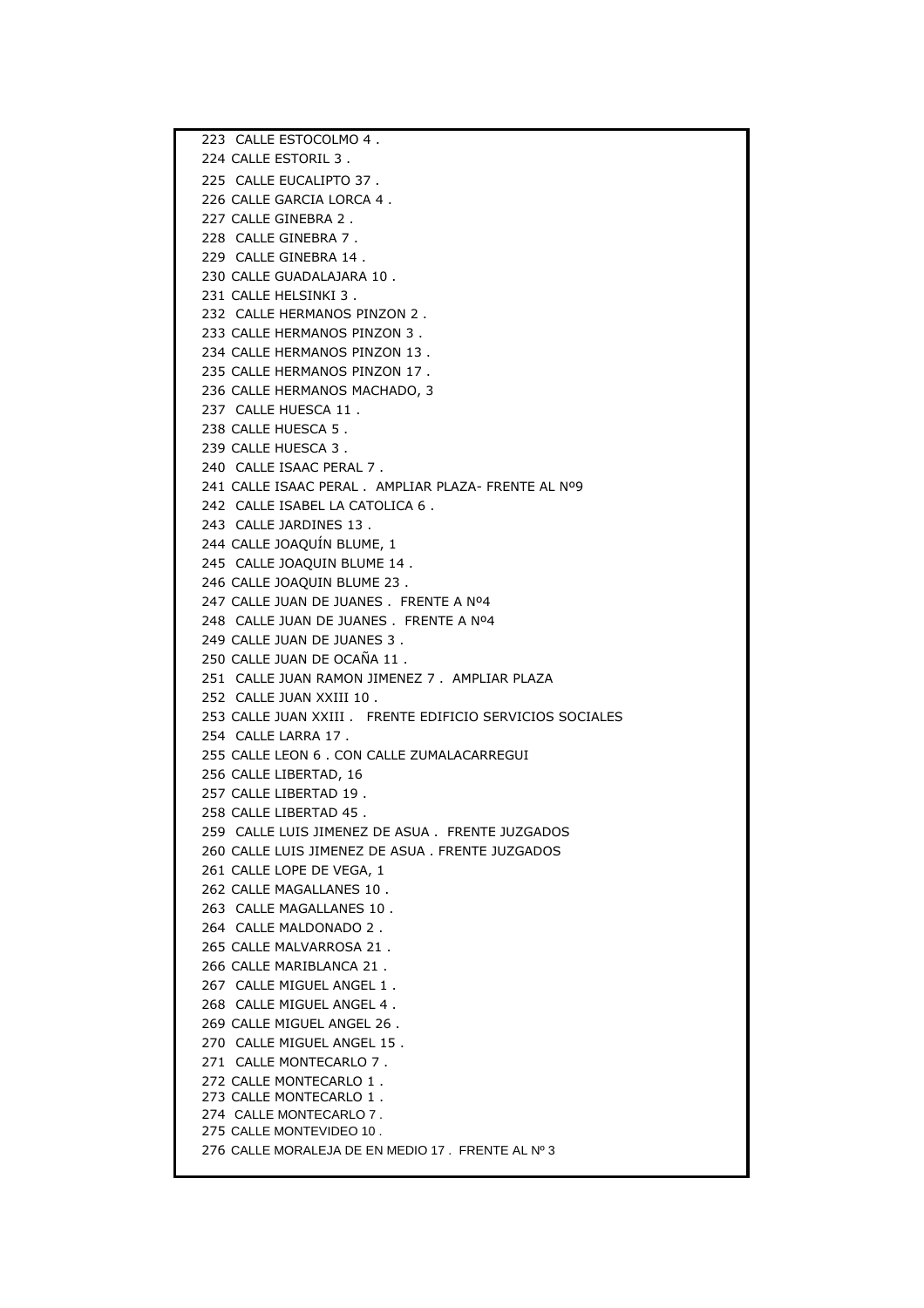223 CALLE ESTOCOLMO 4 .
224 CALLE ESTORIL 3 .
225 CALLE EUCALIPTO 37 .
226 CALLE GARCIA LORCA 4 .
227 CALLE GINEBRA 2 .
228 CALLE GINEBRA 7 .
229 CALLE GINEBRA 14 .
230 CALLE GUADALAJARA 10 .
231 CALLE HELSINKI 3 .
232 CALLE HERMANOS PINZON 2 .
233 CALLE HERMANOS PINZON 3 .
234 CALLE HERMANOS PINZON 13 .
235 CALLE HERMANOS PINZON 17 .
236 CALLE HERMANOS MACHADO, 3
237 CALLE HUESCA 11 .
238 CALLE HUESCA 5 .
239 CALLE HUESCA 3 .
240 CALLE ISAAC PERAL 7 .
241 CALLE ISAAC PERAL . AMPLIAR PLAZA- FRENTE AL Nº9
242 CALLE ISABEL LA CATOLICA 6 .
243 CALLE JARDINES 13 .
244 CALLE JOAQUÍN BLUME, 1
245 CALLE JOAQUIN BLUME 14 .
246 CALLE JOAQUIN BLUME 23 .
247 CALLE JUAN DE JUANES . FRENTE A Nº4
248 CALLE JUAN DE JUANES . FRENTE A Nº4
249 CALLE JUAN DE JUANES 3 .
250 CALLE JUAN DE OCAÑA 11 .
251 CALLE JUAN RAMON JIMENEZ 7 . AMPLIAR PLAZA
252 CALLE JUAN XXIII 10 .
253 CALLE JUAN XXIII . FRENTE EDIFICIO SERVICIOS SOCIALES
254 CALLE LARRA 17 .
255 CALLE LEON 6 . CON CALLE ZUMALACARREGUI
256 CALLE LIBERTAD, 16
257 CALLE LIBERTAD 19 .
258 CALLE LIBERTAD 45 .
259 CALLE LUIS JIMENEZ DE ASUA . FRENTE JUZGADOS
260 CALLE LUIS JIMENEZ DE ASUA . FRENTE JUZGADOS
261 CALLE LOPE DE VEGA, 1
262 CALLE MAGALLANES 10 .
263 CALLE MAGALLANES 10 .
264 CALLE MALDONADO 2 .
265 CALLE MALVARROSA 21 .
266 CALLE MARIBLANCA 21 .
267 CALLE MIGUEL ANGEL 1 .
268 CALLE MIGUEL ANGEL 4 .
269 CALLE MIGUEL ANGEL 26 .
270 CALLE MIGUEL ANGEL 15 .
271 CALLE MONTECARLO 7 .
272 CALLE MONTECARLO 1 .
273 CALLE MONTECARLO 1 .
274 CALLE MONTECARLO 7 .
275 CALLE MONTEVIDEO 10 .
276 CALLE MORALEJA DE EN MEDIO 17 . FRENTE AL Nº 3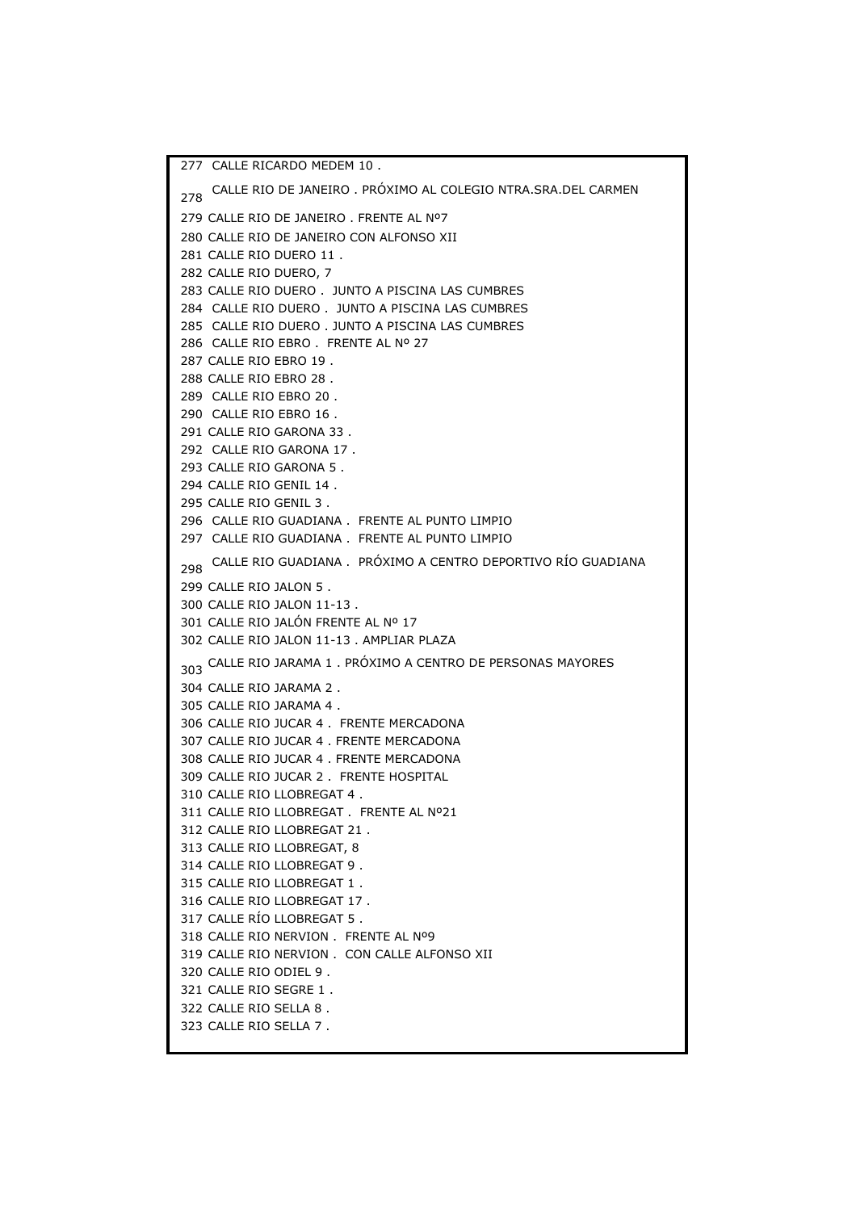| | |
|---|---|
| 277 | CALLE RICARDO MEDEM 10 . |
| 278 | CALLE RIO DE JANEIRO . PRÓXIMO AL COLEGIO NTRA.SRA.DEL CARMEN |
| 279 | CALLE RIO DE JANEIRO . FRENTE AL Nº7 |
| 280 | CALLE RIO DE JANEIRO CON ALFONSO XII |
| 281 | CALLE RIO DUERO 11 . |
| 282 | CALLE RIO DUERO, 7 |
| 283 | CALLE RIO DUERO . JUNTO A PISCINA LAS CUMBRES |
| 284 | CALLE RIO DUERO . JUNTO A PISCINA LAS CUMBRES |
| 285 | CALLE RIO DUERO . JUNTO A PISCINA LAS CUMBRES |
| 286 | CALLE RIO EBRO . FRENTE AL Nº 27 |
| 287 | CALLE RIO EBRO 19 . |
| 288 | CALLE RIO EBRO 28 . |
| 289 | CALLE RIO EBRO 20 . |
| 290 | CALLE RIO EBRO 16 . |
| 291 | CALLE RIO GARONA 33 . |
| 292 | CALLE RIO GARONA 17 . |
| 293 | CALLE RIO GARONA 5 . |
| 294 | CALLE RIO GENIL 14 . |
| 295 | CALLE RIO GENIL 3 . |
| 296 | CALLE RIO GUADIANA . FRENTE AL PUNTO LIMPIO |
| 297 | CALLE RIO GUADIANA . FRENTE AL PUNTO LIMPIO |
| 298 | CALLE RIO GUADIANA . PRÓXIMO A CENTRO DEPORTIVO RÍO GUADIANA |
| 299 | CALLE RIO JALON 5 . |
| 300 | CALLE RIO JALON 11-13 . |
| 301 | CALLE RIO JALÓN FRENTE AL Nº 17 |
| 302 | CALLE RIO JALON 11-13 . AMPLIAR PLAZA |
| 303 | CALLE RIO JARAMA 1 . PRÓXIMO A CENTRO DE PERSONAS MAYORES |
| 304 | CALLE RIO JARAMA 2 . |
| 305 | CALLE RIO JARAMA 4 . |
| 306 | CALLE RIO JUCAR 4 . FRENTE MERCADONA |
| 307 | CALLE RIO JUCAR 4 . FRENTE MERCADONA |
| 308 | CALLE RIO JUCAR 4 . FRENTE MERCADONA |
| 309 | CALLE RIO JUCAR 2 . FRENTE HOSPITAL |
| 310 | CALLE RIO LLOBREGAT 4 . |
| 311 | CALLE RIO LLOBREGAT . FRENTE AL Nº21 |
| 312 | CALLE RIO LLOBREGAT 21 . |
| 313 | CALLE RIO LLOBREGAT, 8 |
| 314 | CALLE RIO LLOBREGAT 9 . |
| 315 | CALLE RIO LLOBREGAT 1 . |
| 316 | CALLE RIO LLOBREGAT 17 . |
| 317 | CALLE RÍO LLOBREGAT 5 . |
| 318 | CALLE RIO NERVION . FRENTE AL Nº9 |
| 319 | CALLE RIO NERVION . CON CALLE ALFONSO XII |
| 320 | CALLE RIO ODIEL 9 . |
| 321 | CALLE RIO SEGRE 1 . |
| 322 | CALLE RIO SELLA 8 . |
| 323 | CALLE RIO SELLA 7 . |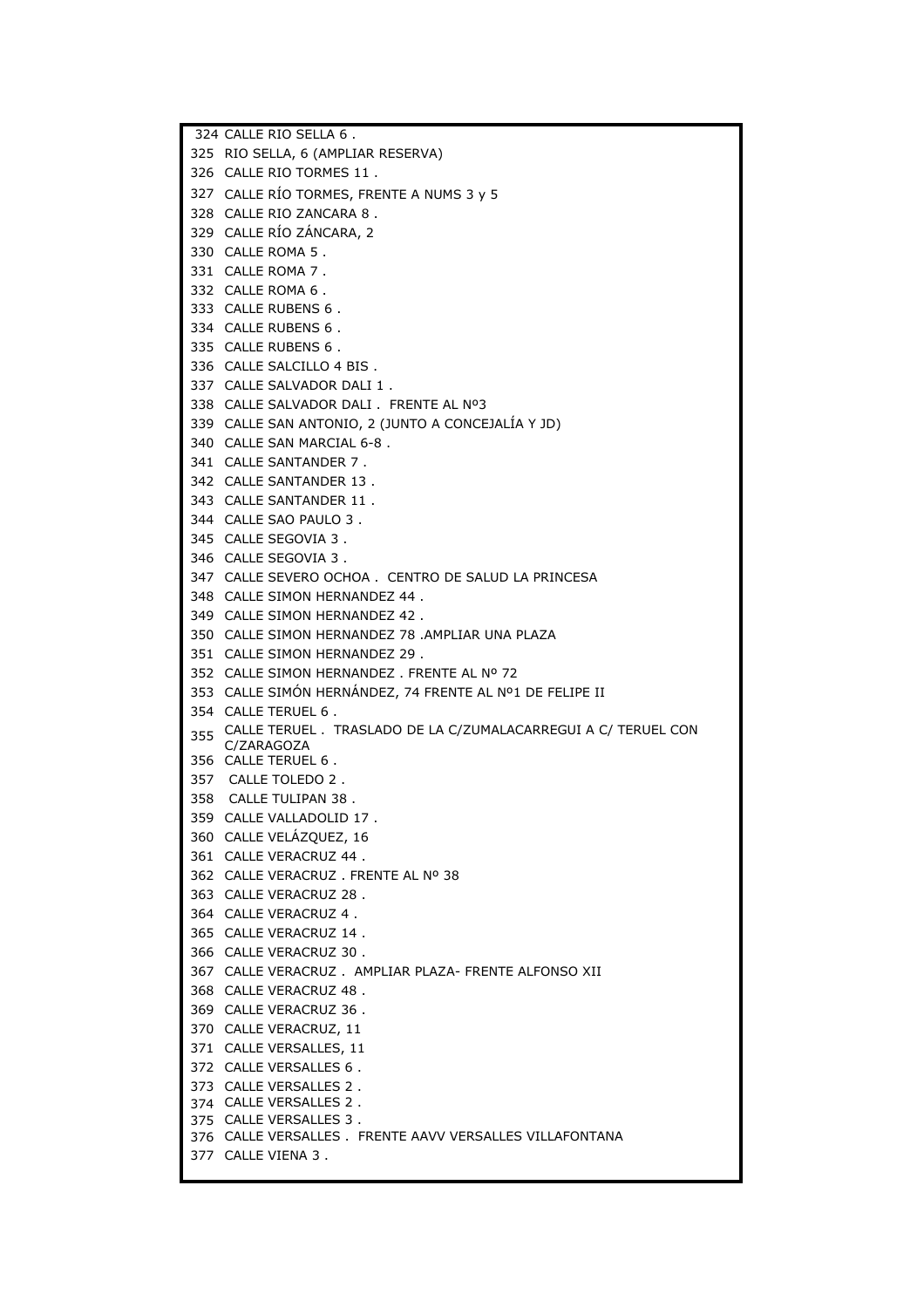| | |
|---|---|
| 324 | CALLE RIO SELLA 6 . |
| 325 | RIO SELLA, 6 (AMPLIAR RESERVA) |
| 326 | CALLE RIO TORMES 11 . |
| 327 | CALLE RÍO TORMES, FRENTE A NUMS 3 y 5 |
| 328 | CALLE RIO ZANCARA 8 . |
| 329 | CALLE RÍO ZÁNCARA, 2 |
| 330 | CALLE ROMA 5 . |
| 331 | CALLE ROMA 7 . |
| 332 | CALLE ROMA 6 . |
| 333 | CALLE RUBENS 6 . |
| 334 | CALLE RUBENS 6 . |
| 335 | CALLE RUBENS 6 . |
| 336 | CALLE SALCILLO 4 BIS . |
| 337 | CALLE SALVADOR DALI 1 . |
| 338 | CALLE SALVADOR DALI . FRENTE AL Nº3 |
| 339 | CALLE SAN ANTONIO, 2 (JUNTO A CONCEJALÍA Y JD) |
| 340 | CALLE SAN MARCIAL 6-8 . |
| 341 | CALLE SANTANDER 7 . |
| 342 | CALLE SANTANDER 13 . |
| 343 | CALLE SANTANDER 11 . |
| 344 | CALLE SAO PAULO 3 . |
| 345 | CALLE SEGOVIA 3 . |
| 346 | CALLE SEGOVIA 3 . |
| 347 | CALLE SEVERO OCHOA . CENTRO DE SALUD LA PRINCESA |
| 348 | CALLE SIMON HERNANDEZ 44 . |
| 349 | CALLE SIMON HERNANDEZ 42 . |
| 350 | CALLE SIMON HERNANDEZ 78 .AMPLIAR UNA PLAZA |
| 351 | CALLE SIMON HERNANDEZ 29 . |
| 352 | CALLE SIMON HERNANDEZ . FRENTE AL Nº 72 |
| 353 | CALLE SIMÓN HERNÁNDEZ, 74 FRENTE AL Nº1 DE FELIPE II |
| 354 | CALLE TERUEL 6 . |
| 355 | CALLE TERUEL . TRASLADO DE LA C/ZUMALACARREGUI A C/ TERUEL CON C/ZARAGOZA |
| 356 | CALLE TERUEL 6 . |
| 357 | CALLE TOLEDO 2 . |
| 358 | CALLE TULIPAN 38 . |
| 359 | CALLE VALLADOLID 17 . |
| 360 | CALLE VELÁZQUEZ, 16 |
| 361 | CALLE VERACRUZ 44 . |
| 362 | CALLE VERACRUZ . FRENTE AL Nº 38 |
| 363 | CALLE VERACRUZ 28 . |
| 364 | CALLE VERACRUZ 4 . |
| 365 | CALLE VERACRUZ 14 . |
| 366 | CALLE VERACRUZ 30 . |
| 367 | CALLE VERACRUZ . AMPLIAR PLAZA- FRENTE ALFONSO XII |
| 368 | CALLE VERACRUZ 48 . |
| 369 | CALLE VERACRUZ 36 . |
| 370 | CALLE VERACRUZ, 11 |
| 371 | CALLE VERSALLES, 11 |
| 372 | CALLE VERSALLES 6 . |
| 373 | CALLE VERSALLES 2 . |
| 374 | CALLE VERSALLES 2 . |
| 375 | CALLE VERSALLES 3 . |
| 376 | CALLE VERSALLES . FRENTE AAVV VERSALLES VILLAFONTANA |
| 377 | CALLE VIENA 3 . |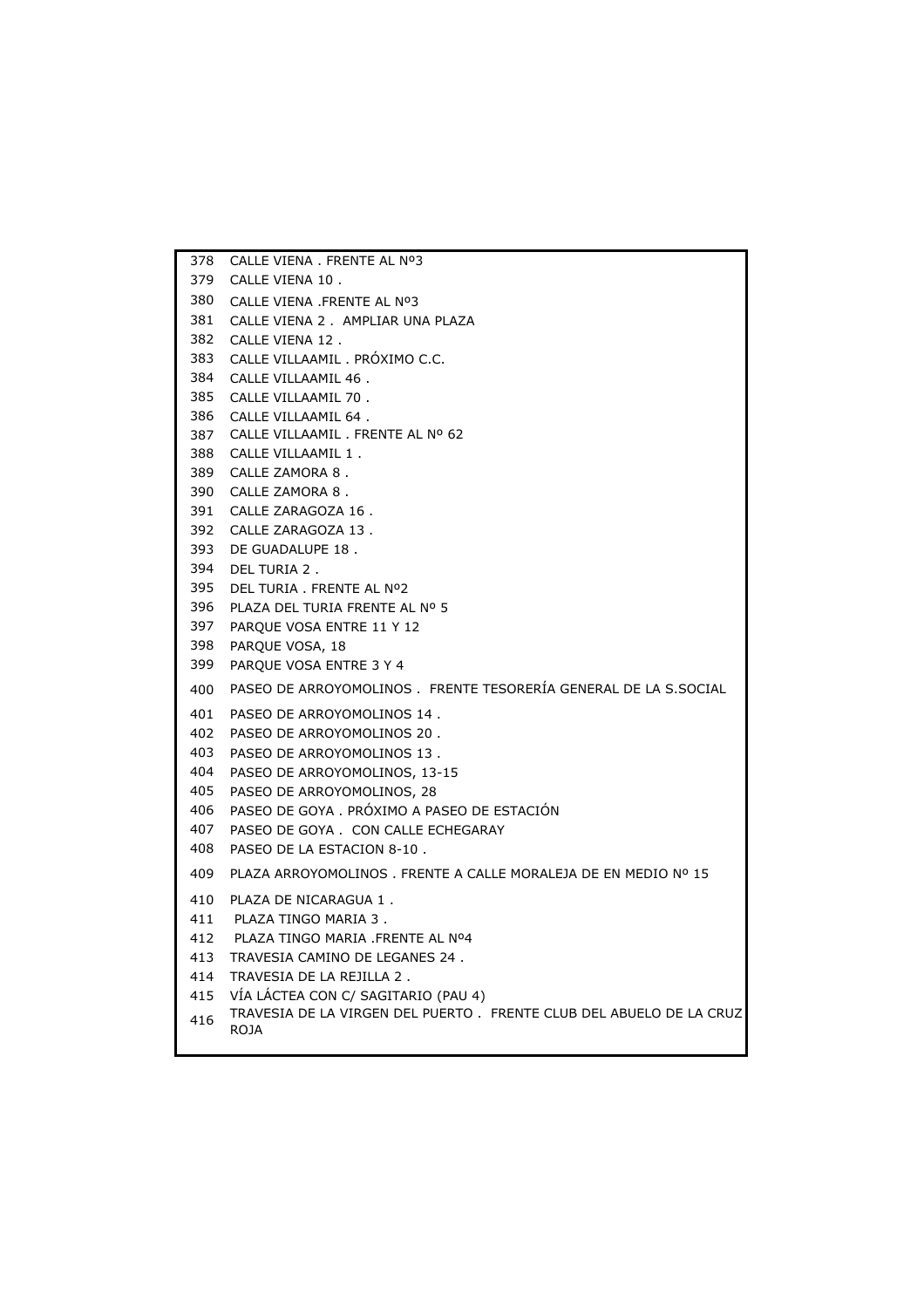| | |
|---|---|
| 378 | CALLE VIENA . FRENTE AL Nº3 |
| 379 | CALLE VIENA 10 . |
| 380 | CALLE VIENA .FRENTE AL Nº3 |
| 381 | CALLE VIENA 2 . AMPLIAR UNA PLAZA |
| 382 | CALLE VIENA 12 . |
| 383 | CALLE VILLAAMIL . PRÓXIMO C.C. |
| 384 | CALLE VILLAAMIL 46 . |
| 385 | CALLE VILLAAMIL 70 . |
| 386 | CALLE VILLAAMIL 64 . |
| 387 | CALLE VILLAAMIL . FRENTE AL Nº 62 |
| 388 | CALLE VILLAAMIL 1 . |
| 389 | CALLE ZAMORA 8 . |
| 390 | CALLE ZAMORA 8 . |
| 391 | CALLE ZARAGOZA 16 . |
| 392 | CALLE ZARAGOZA 13 . |
| 393 | DE GUADALUPE 18 . |
| 394 | DEL TURIA 2 . |
| 395 | DEL TURIA . FRENTE AL Nº2 |
| 396 | PLAZA DEL TURIA FRENTE AL Nº 5 |
| 397 | PARQUE VOSA ENTRE 11 Y 12 |
| 398 | PARQUE VOSA, 18 |
| 399 | PARQUE VOSA ENTRE 3 Y 4 |
| 400 | PASEO DE ARROYOMOLINOS . FRENTE TESORERÍA GENERAL DE LA S.SOCIAL |
| 401 | PASEO DE ARROYOMOLINOS 14 . |
| 402 | PASEO DE ARROYOMOLINOS 20 . |
| 403 | PASEO DE ARROYOMOLINOS 13 . |
| 404 | PASEO DE ARROYOMOLINOS, 13-15 |
| 405 | PASEO DE ARROYOMOLINOS, 28 |
| 406 | PASEO DE GOYA . PRÓXIMO A PASEO DE ESTACIÓN |
| 407 | PASEO DE GOYA . CON CALLE ECHEGARAY |
| 408 | PASEO DE LA ESTACION 8-10 . |
| 409 | PLAZA ARROYOMOLINOS . FRENTE A CALLE MORALEJA DE EN MEDIO Nº 15 |
| 410 | PLAZA DE NICARAGUA 1 . |
| 411 | PLAZA TINGO MARIA 3 . |
| 412 | PLAZA TINGO MARIA .FRENTE AL Nº4 |
| 413 | TRAVESIA CAMINO DE LEGANES 24 . |
| 414 | TRAVESIA DE LA REJILLA 2 . |
| 415 | VÍA LÁCTEA CON C/ SAGITARIO (PAU 4) |
| 416 | TRAVESIA DE LA VIRGEN DEL PUERTO . FRENTE CLUB DEL ABUELO DE LA CRUZ ROJA |